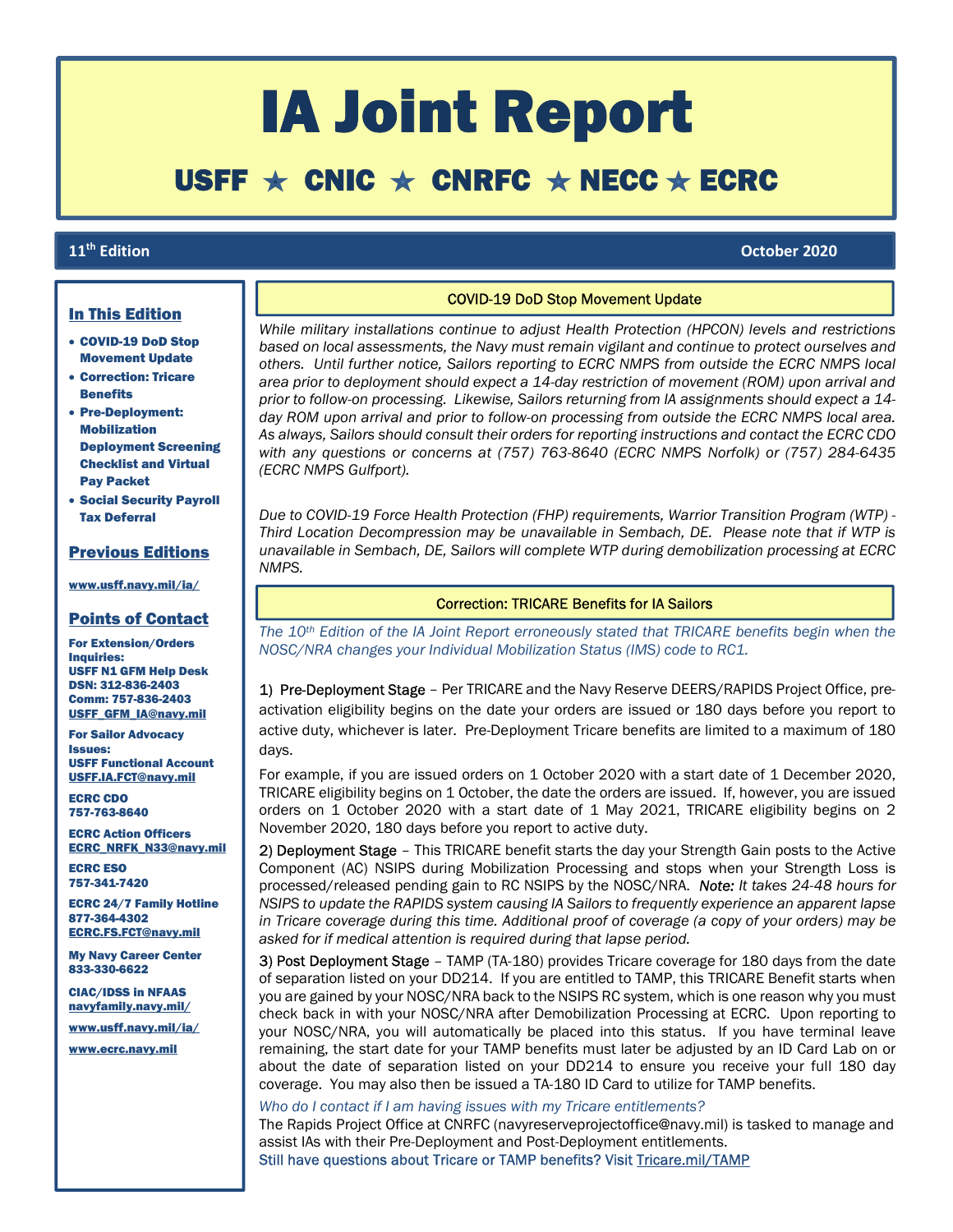# IA Joint Report

## USFF ★ CNIC ★ CNRFC ★ NECC ★ ECRC

**11th Edition** — **October 2020**

### In This Edition

- **COVID-19 DoD Stop Movement Update**
- **Correction: Tricare Benefits**
- **Pre-Deployment: Mobilization Deployment Screening Checklist and Virtual Pay Packet**
- **Social Security Payroll Tax Deferral**

### Previous Editions

**www.usff.navy.mil/ia/**

### Points of Contact

**For Extension/Orders Inquiries:**
**USFF N1 GFM Help Desk**
**DSN: 312-836-2403**
**Comm: 757-836-2403**
**USFF_GFM_IA@navy.mil**

**For Sailor Advocacy Issues:**
**USFF Functional Account**
**USFF.IA.FCT@navy.mil**

**ECRC CDO**
**757-763-8640**

**ECRC Action Officers**
**ECRC_NRFK_N33@navy.mil**

**ECRC ESO**
**757-341-7420**

**ECRC 24/7 Family Hotline**
**877-364-4302**
**ECRC.FS.FCT@navy.mil**

**My Navy Career Center**
**833-330-6622**

**CIAC/IDSS in NFAAS**
**navyfamily.navy.mil/**

**www.usff.navy.mil/ia/**

**www.ecrc.navy.mil**

## COVID-19 DoD Stop Movement Update

*While military installations continue to adjust Health Protection (HPCON) levels and restrictions based on local assessments, the Navy must remain vigilant and continue to protect ourselves and others. Until further notice, Sailors reporting to ECRC NMPS from outside the ECRC NMPS local area prior to deployment should expect a 14-day restriction of movement (ROM) upon arrival and prior to follow-on processing. Likewise, Sailors returning from IA assignments should expect a 14-day ROM upon arrival and prior to follow-on processing from outside the ECRC NMPS local area. As always, Sailors should consult their orders for reporting instructions and contact the ECRC CDO with any questions or concerns at (757) 763-8640 (ECRC NMPS Norfolk) or (757) 284-6435 (ECRC NMPS Gulfport).*

*Due to COVID-19 Force Health Protection (FHP) requirements, Warrior Transition Program (WTP) - Third Location Decompression may be unavailable in Sembach, DE. Please note that if WTP is unavailable in Sembach, DE, Sailors will complete WTP during demobilization processing at ECRC NMPS.*

## Correction: TRICARE Benefits for IA Sailors

*The 10th Edition of the IA Joint Report erroneously stated that TRICARE benefits begin when the NOSC/NRA changes your Individual Mobilization Status (IMS) code to RC1.*

1) Pre-Deployment Stage – Per TRICARE and the Navy Reserve DEERS/RAPIDS Project Office, pre-activation eligibility begins on the date your orders are issued or 180 days before you report to active duty, whichever is later. Pre-Deployment Tricare benefits are limited to a maximum of 180 days.

For example, if you are issued orders on 1 October 2020 with a start date of 1 December 2020, TRICARE eligibility begins on 1 October, the date the orders are issued. If, however, you are issued orders on 1 October 2020 with a start date of 1 May 2021, TRICARE eligibility begins on 2 November 2020, 180 days before you report to active duty.

2) Deployment Stage – This TRICARE benefit starts the day your Strength Gain posts to the Active Component (AC) NSIPS during Mobilization Processing and stops when your Strength Loss is processed/released pending gain to RC NSIPS by the NOSC/NRA. *Note: It takes 24-48 hours for NSIPS to update the RAPIDS system causing IA Sailors to frequently experience an apparent lapse in Tricare coverage during this time. Additional proof of coverage (a copy of your orders) may be asked for if medical attention is required during that lapse period.*

3) Post Deployment Stage – TAMP (TA-180) provides Tricare coverage for 180 days from the date of separation listed on your DD214. If you are entitled to TAMP, this TRICARE Benefit starts when you are gained by your NOSC/NRA back to the NSIPS RC system, which is one reason why you must check back in with your NOSC/NRA after Demobilization Processing at ECRC. Upon reporting to your NOSC/NRA, you will automatically be placed into this status. If you have terminal leave remaining, the start date for your TAMP benefits must later be adjusted by an ID Card Lab on or about the date of separation listed on your DD214 to ensure you receive your full 180 day coverage. You may also then be issued a TA-180 ID Card to utilize for TAMP benefits.

*Who do I contact if I am having issues with my Tricare entitlements?*

The Rapids Project Office at CNRFC (navyreserveprojectoffice@navy.mil) is tasked to manage and assist IAs with their Pre-Deployment and Post-Deployment entitlements.

Still have questions about Tricare or TAMP benefits? Visit Tricare.mil/TAMP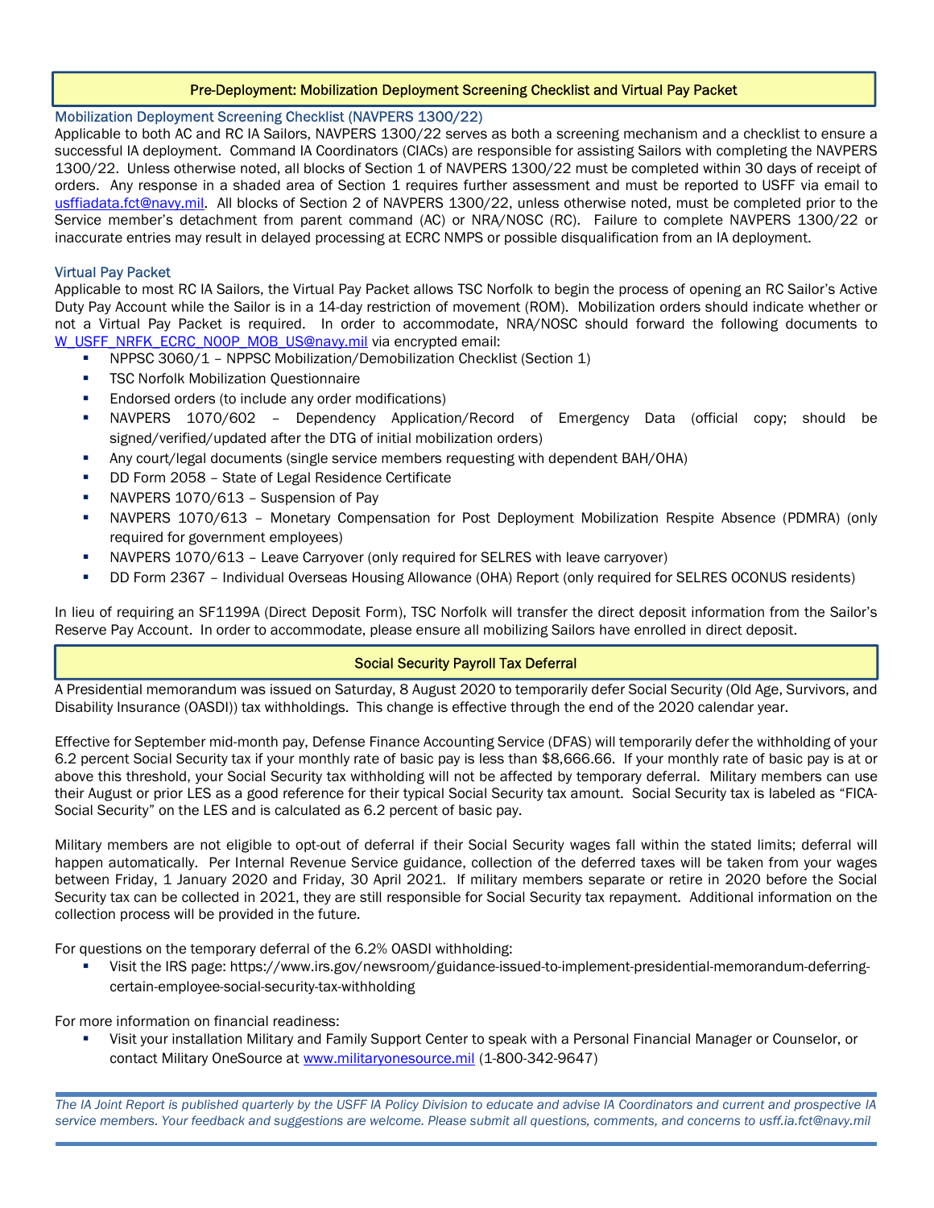## Pre-Deployment: Mobilization Deployment Screening Checklist and Virtual Pay Packet

### Mobilization Deployment Screening Checklist (NAVPERS 1300/22)

Applicable to both AC and RC IA Sailors, NAVPERS 1300/22 serves as both a screening mechanism and a checklist to ensure a successful IA deployment. Command IA Coordinators (CIACs) are responsible for assisting Sailors with completing the NAVPERS 1300/22. Unless otherwise noted, all blocks of Section 1 of NAVPERS 1300/22 must be completed within 30 days of receipt of orders. Any response in a shaded area of Section 1 requires further assessment and must be reported to USFF via email to usffiadata.fct@navy.mil. All blocks of Section 2 of NAVPERS 1300/22, unless otherwise noted, must be completed prior to the Service member's detachment from parent command (AC) or NRA/NOSC (RC). Failure to complete NAVPERS 1300/22 or inaccurate entries may result in delayed processing at ECRC NMPS or possible disqualification from an IA deployment.

### Virtual Pay Packet

Applicable to most RC IA Sailors, the Virtual Pay Packet allows TSC Norfolk to begin the process of opening an RC Sailor's Active Duty Pay Account while the Sailor is in a 14-day restriction of movement (ROM). Mobilization orders should indicate whether or not a Virtual Pay Packet is required. In order to accommodate, NRA/NOSC should forward the following documents to W_USFF_NRFK_ECRC_N00P_MOB_US@navy.mil via encrypted email:

- NPPSC 3060/1 – NPPSC Mobilization/Demobilization Checklist (Section 1)
- TSC Norfolk Mobilization Questionnaire
- Endorsed orders (to include any order modifications)
- NAVPERS 1070/602 – Dependency Application/Record of Emergency Data (official copy; should be signed/verified/updated after the DTG of initial mobilization orders)
- Any court/legal documents (single service members requesting with dependent BAH/OHA)
- DD Form 2058 – State of Legal Residence Certificate
- NAVPERS 1070/613 – Suspension of Pay
- NAVPERS 1070/613 – Monetary Compensation for Post Deployment Mobilization Respite Absence (PDMRA) (only required for government employees)
- NAVPERS 1070/613 – Leave Carryover (only required for SELRES with leave carryover)
- DD Form 2367 – Individual Overseas Housing Allowance (OHA) Report (only required for SELRES OCONUS residents)

In lieu of requiring an SF1199A (Direct Deposit Form), TSC Norfolk will transfer the direct deposit information from the Sailor's Reserve Pay Account. In order to accommodate, please ensure all mobilizing Sailors have enrolled in direct deposit.

## Social Security Payroll Tax Deferral

A Presidential memorandum was issued on Saturday, 8 August 2020 to temporarily defer Social Security (Old Age, Survivors, and Disability Insurance (OASDI)) tax withholdings. This change is effective through the end of the 2020 calendar year.

Effective for September mid-month pay, Defense Finance Accounting Service (DFAS) will temporarily defer the withholding of your 6.2 percent Social Security tax if your monthly rate of basic pay is less than $8,666.66. If your monthly rate of basic pay is at or above this threshold, your Social Security tax withholding will not be affected by temporary deferral. Military members can use their August or prior LES as a good reference for their typical Social Security tax amount. Social Security tax is labeled as "FICA-Social Security" on the LES and is calculated as 6.2 percent of basic pay.

Military members are not eligible to opt-out of deferral if their Social Security wages fall within the stated limits; deferral will happen automatically. Per Internal Revenue Service guidance, collection of the deferred taxes will be taken from your wages between Friday, 1 January 2020 and Friday, 30 April 2021. If military members separate or retire in 2020 before the Social Security tax can be collected in 2021, they are still responsible for Social Security tax repayment. Additional information on the collection process will be provided in the future.

For questions on the temporary deferral of the 6.2% OASDI withholding:

- Visit the IRS page: https://www.irs.gov/newsroom/guidance-issued-to-implement-presidential-memorandum-deferring-certain-employee-social-security-tax-withholding

For more information on financial readiness:

- Visit your installation Military and Family Support Center to speak with a Personal Financial Manager or Counselor, or contact Military OneSource at www.militaryonesource.mil (1-800-342-9647)

*The IA Joint Report is published quarterly by the USFF IA Policy Division to educate and advise IA Coordinators and current and prospective IA service members. Your feedback and suggestions are welcome. Please submit all questions, comments, and concerns to usff.ia.fct@navy.mil*